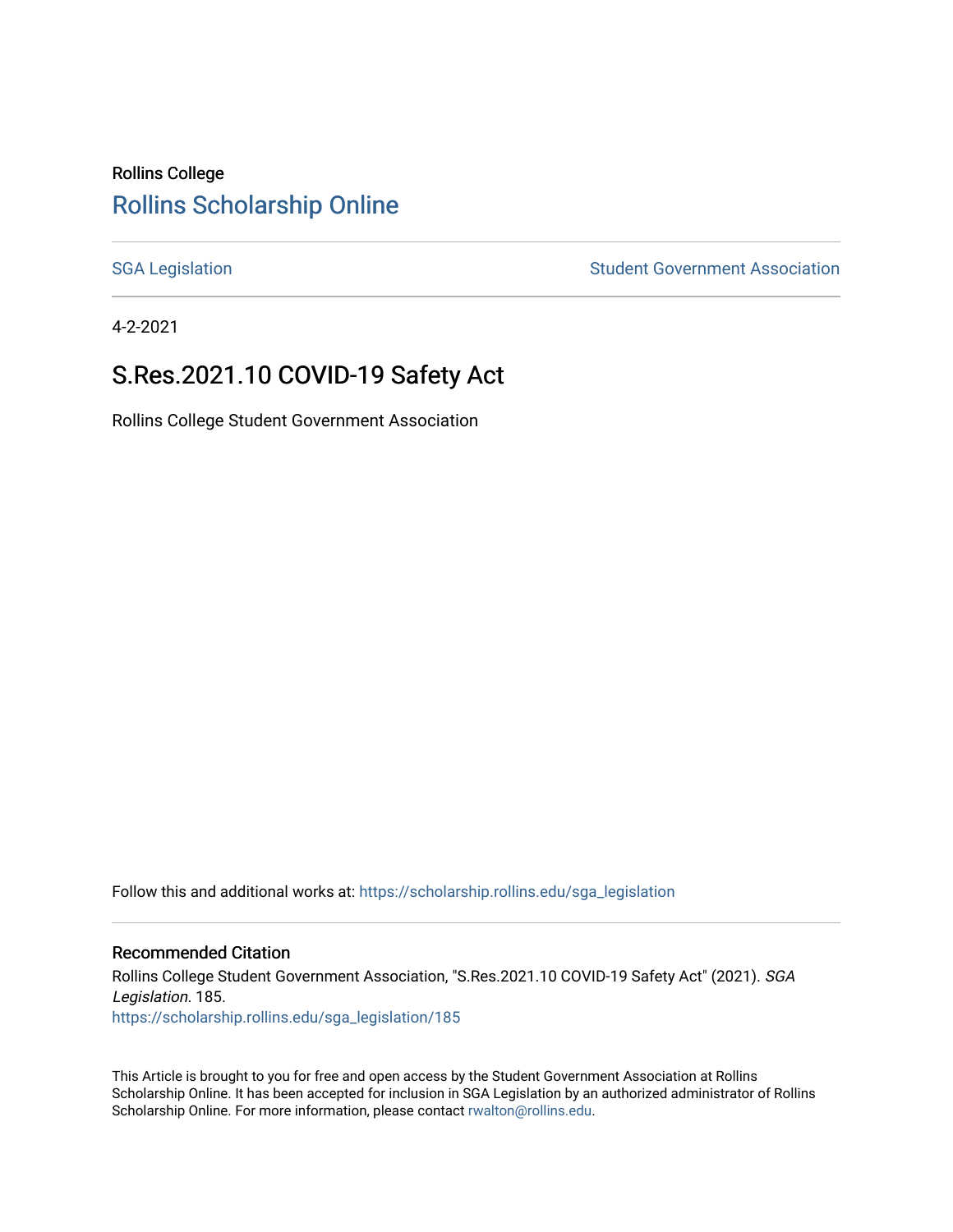Rollins College

# Rollins Scholarship Online

SGA Legislation | Student Government Association

4-2-2021

## S.Res.2021.10 COVID-19 Safety Act

Rollins College Student Government Association

Follow this and additional works at: https://scholarship.rollins.edu/sga_legislation

### Recommended Citation

Rollins College Student Government Association, "S.Res.2021.10 COVID-19 Safety Act" (2021). *SGA Legislation*. 185.
https://scholarship.rollins.edu/sga_legislation/185

This Article is brought to you for free and open access by the Student Government Association at Rollins Scholarship Online. It has been accepted for inclusion in SGA Legislation by an authorized administrator of Rollins Scholarship Online. For more information, please contact rwalton@rollins.edu.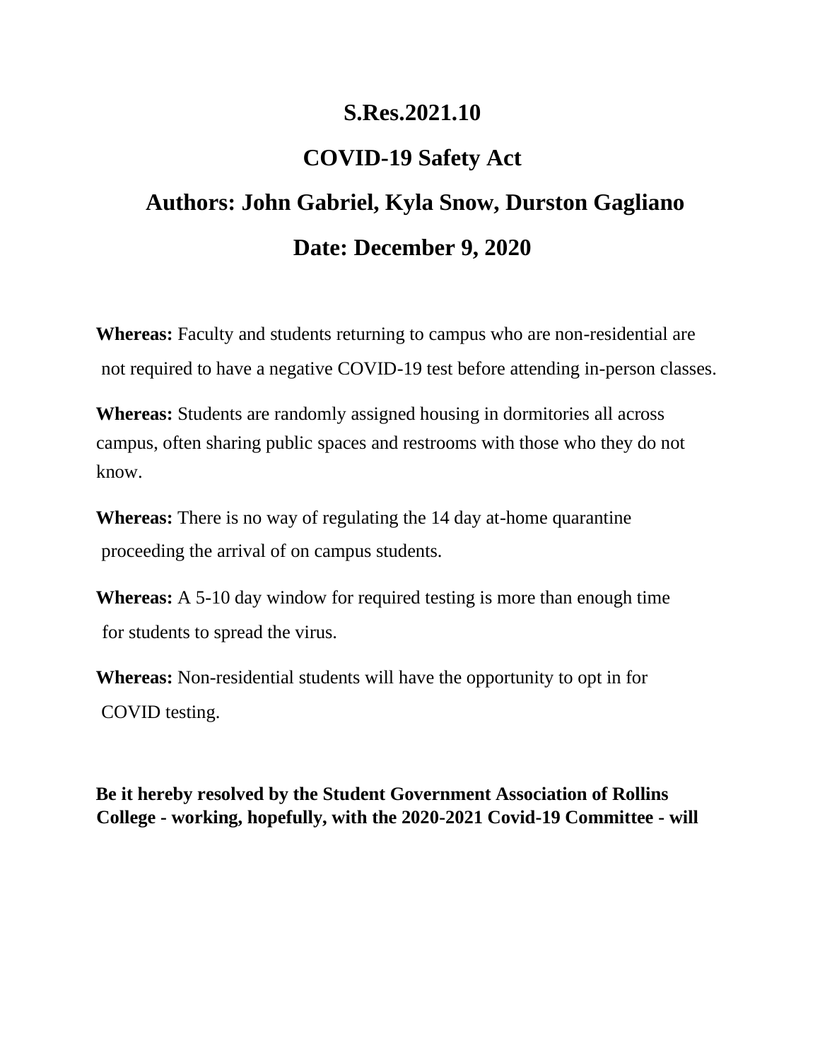# S.Res.2021.10

# COVID-19 Safety Act

## Authors: John Gabriel, Kyla Snow, Durston Gagliano

## Date: December 9, 2020

**Whereas:** Faculty and students returning to campus who are non-residential are not required to have a negative COVID-19 test before attending in-person classes.

**Whereas:** Students are randomly assigned housing in dormitories all across campus, often sharing public spaces and restrooms with those who they do not know.

**Whereas:** There is no way of regulating the 14 day at-home quarantine proceeding the arrival of on campus students.

**Whereas:** A 5-10 day window for required testing is more than enough time for students to spread the virus.

**Whereas:** Non-residential students will have the opportunity to opt in for COVID testing.

**Be it hereby resolved by the Student Government Association of Rollins College - working, hopefully, with the 2020-2021 Covid-19 Committee - will**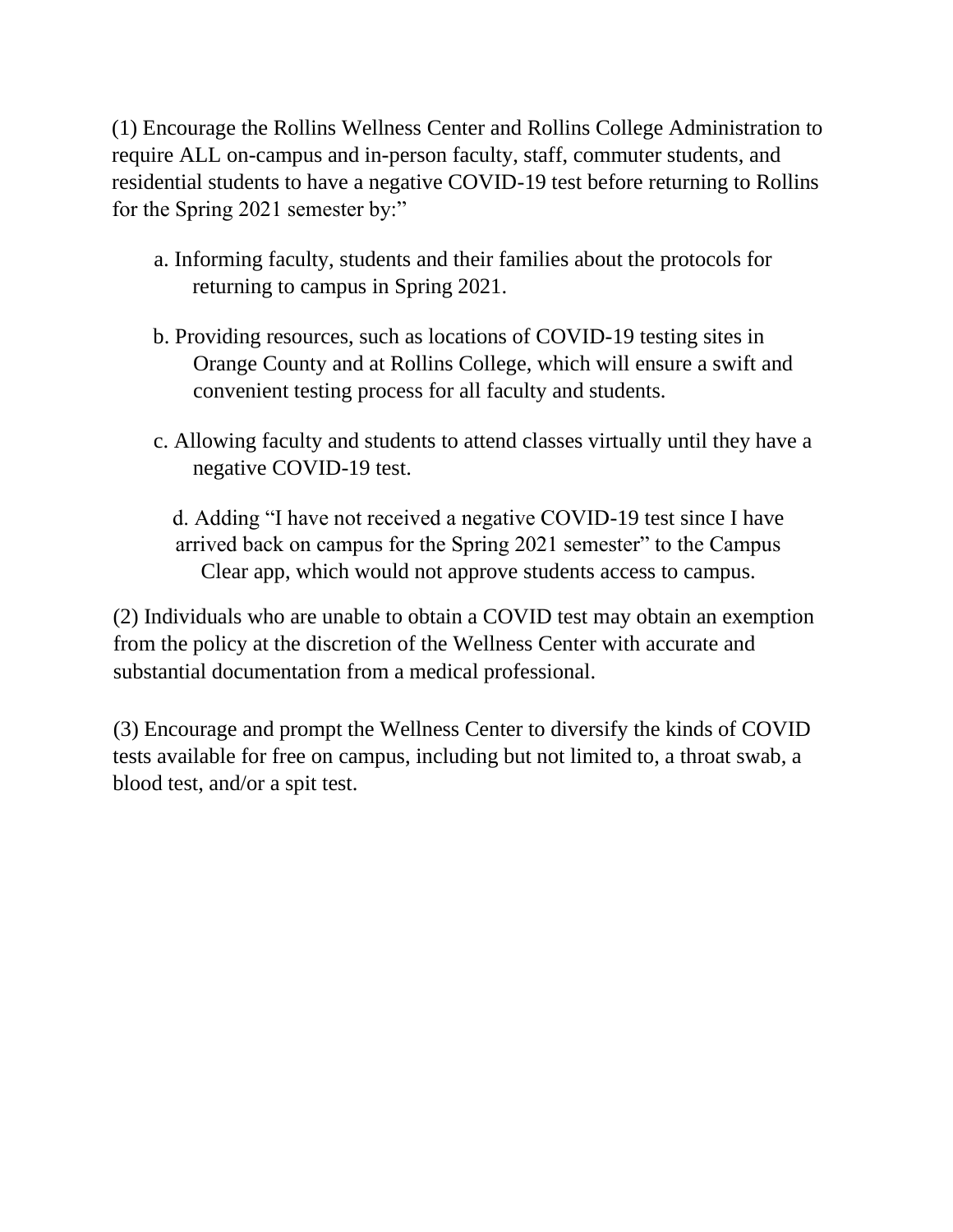(1) Encourage the Rollins Wellness Center and Rollins College Administration to require ALL on-campus and in-person faculty, staff, commuter students, and residential students to have a negative COVID-19 test before returning to Rollins for the Spring 2021 semester by:"

a. Informing faculty, students and their families about the protocols for returning to campus in Spring 2021.

b. Providing resources, such as locations of COVID-19 testing sites in Orange County and at Rollins College, which will ensure a swift and convenient testing process for all faculty and students.

c. Allowing faculty and students to attend classes virtually until they have a negative COVID-19 test.

d. Adding "I have not received a negative COVID-19 test since I have arrived back on campus for the Spring 2021 semester" to the Campus Clear app, which would not approve students access to campus.

(2) Individuals who are unable to obtain a COVID test may obtain an exemption from the policy at the discretion of the Wellness Center with accurate and substantial documentation from a medical professional.

(3) Encourage and prompt the Wellness Center to diversify the kinds of COVID tests available for free on campus, including but not limited to, a throat swab, a blood test, and/or a spit test.